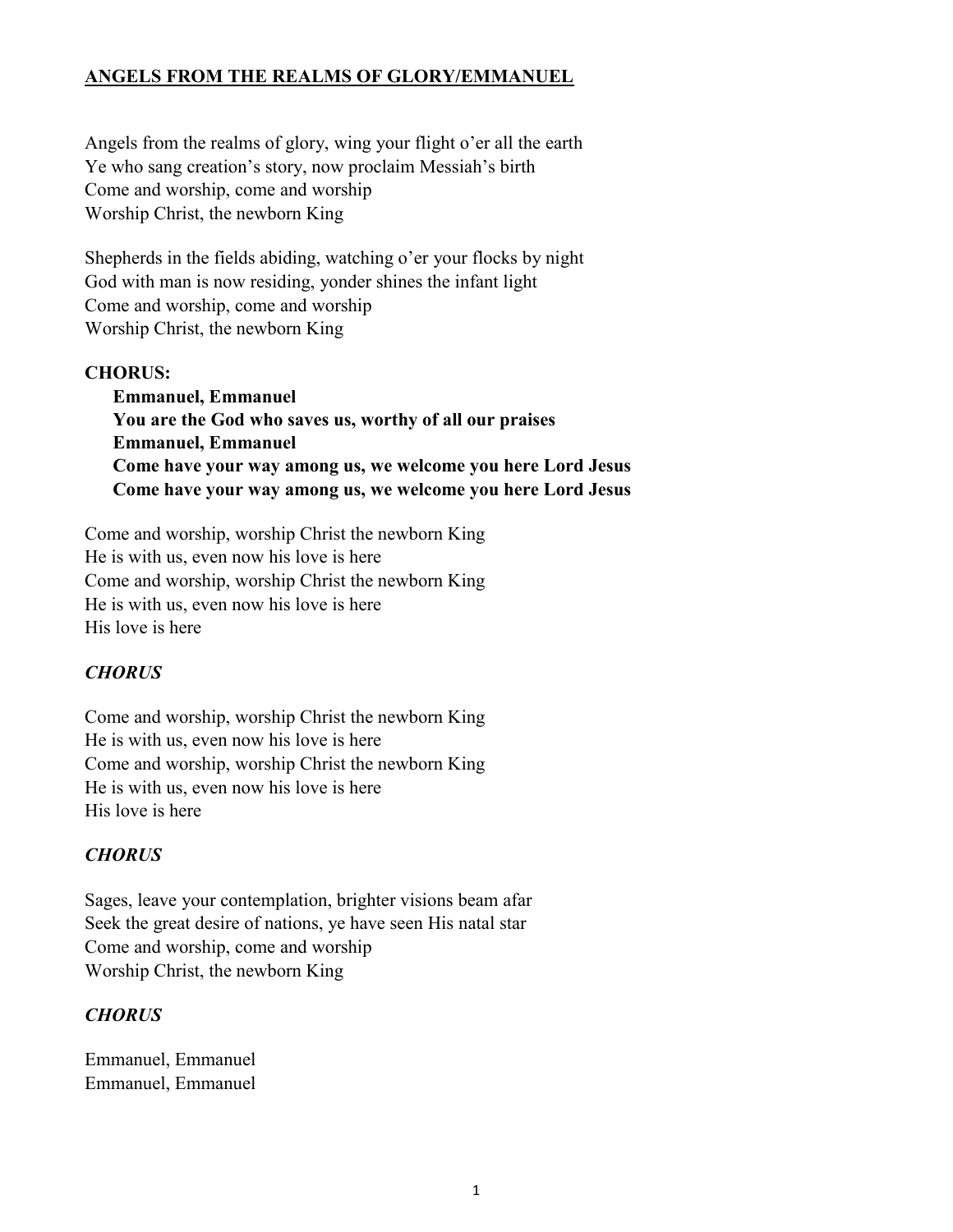# ANGELS FROM THE REALMS OF GLORY/EMMANUEL

Angels from the realms of glory, wing your flight o'er all the earth
Ye who sang creation's story, now proclaim Messiah's birth
Come and worship, come and worship
Worship Christ, the newborn King

Shepherds in the fields abiding, watching o'er your flocks by night
God with man is now residing, yonder shines the infant light
Come and worship, come and worship
Worship Christ, the newborn King

**CHORUS:**

**Emmanuel, Emmanuel**
**You are the God who saves us, worthy of all our praises**
**Emmanuel, Emmanuel**
**Come have your way among us, we welcome you here Lord Jesus**
**Come have your way among us, we welcome you here Lord Jesus**

Come and worship, worship Christ the newborn King
He is with us, even now his love is here
Come and worship, worship Christ the newborn King
He is with us, even now his love is here
His love is here

***CHORUS***

Come and worship, worship Christ the newborn King
He is with us, even now his love is here
Come and worship, worship Christ the newborn King
He is with us, even now his love is here
His love is here

***CHORUS***

Sages, leave your contemplation, brighter visions beam afar
Seek the great desire of nations, ye have seen His natal star
Come and worship, come and worship
Worship Christ, the newborn King

***CHORUS***

Emmanuel, Emmanuel
Emmanuel, Emmanuel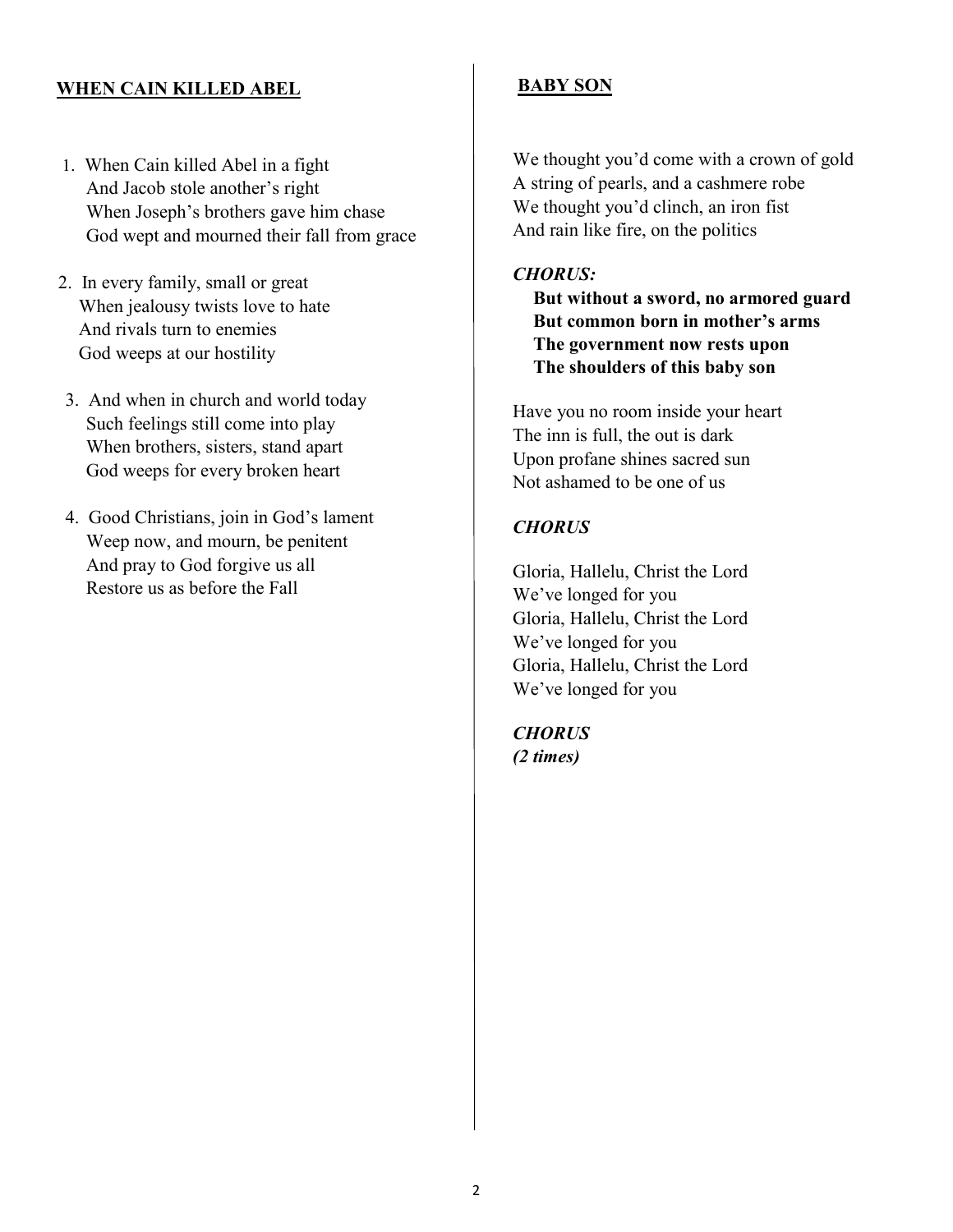## WHEN CAIN KILLED ABEL

1. When Cain killed Abel in a fight  
   And Jacob stole another's right  
   When Joseph's brothers gave him chase  
   God wept and mourned their fall from grace

2. In every family, small or great  
   When jealousy twists love to hate  
   And rivals turn to enemies  
   God weeps at our hostility

3. And when in church and world today  
   Such feelings still come into play  
   When brothers, sisters, stand apart  
   God weeps for every broken heart

4. Good Christians, join in God's lament  
   Weep now, and mourn, be penitent  
   And pray to God forgive us all  
   Restore us as before the Fall

## BABY SON

We thought you'd come with a crown of gold  
A string of pearls, and a cashmere robe  
We thought you'd clinch, an iron fist  
And rain like fire, on the politics

***CHORUS:***

**But without a sword, no armored guard**  
**But common born in mother's arms**  
**The government now rests upon**  
**The shoulders of this baby son**

Have you no room inside your heart  
The inn is full, the out is dark  
Upon profane shines sacred sun  
Not ashamed to be one of us

***CHORUS***

Gloria, Hallelu, Christ the Lord  
We've longed for you  
Gloria, Hallelu, Christ the Lord  
We've longed for you  
Gloria, Hallelu, Christ the Lord  
We've longed for you

***CHORUS***  
***(2 times)***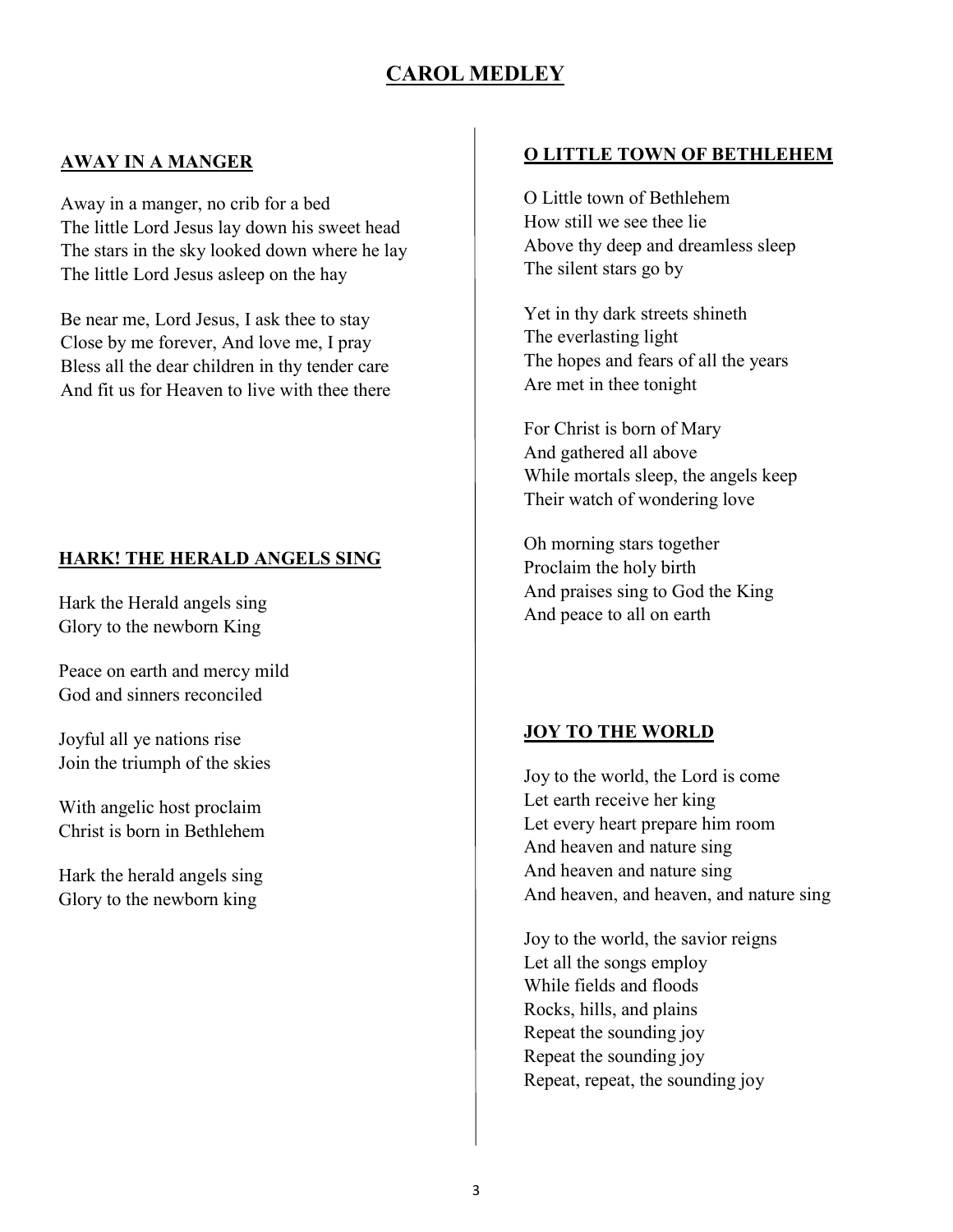# CAROL MEDLEY

## AWAY IN A MANGER

Away in a manger, no crib for a bed
The little Lord Jesus lay down his sweet head
The stars in the sky looked down where he lay
The little Lord Jesus asleep on the hay

Be near me, Lord Jesus, I ask thee to stay
Close by me forever, And love me, I pray
Bless all the dear children in thy tender care
And fit us for Heaven to live with thee there

## HARK! THE HERALD ANGELS SING

Hark the Herald angels sing
Glory to the newborn King

Peace on earth and mercy mild
God and sinners reconciled

Joyful all ye nations rise
Join the triumph of the skies

With angelic host proclaim
Christ is born in Bethlehem

Hark the herald angels sing
Glory to the newborn king

## O LITTLE TOWN OF BETHLEHEM

O Little town of Bethlehem
How still we see thee lie
Above thy deep and dreamless sleep
The silent stars go by

Yet in thy dark streets shineth
The everlasting light
The hopes and fears of all the years
Are met in thee tonight

For Christ is born of Mary
And gathered all above
While mortals sleep, the angels keep
Their watch of wondering love

Oh morning stars together
Proclaim the holy birth
And praises sing to God the King
And peace to all on earth

## JOY TO THE WORLD

Joy to the world, the Lord is come
Let earth receive her king
Let every heart prepare him room
And heaven and nature sing
And heaven and nature sing
And heaven, and heaven, and nature sing

Joy to the world, the savior reigns
Let all the songs employ
While fields and floods
Rocks, hills, and plains
Repeat the sounding joy
Repeat the sounding joy
Repeat, repeat, the sounding joy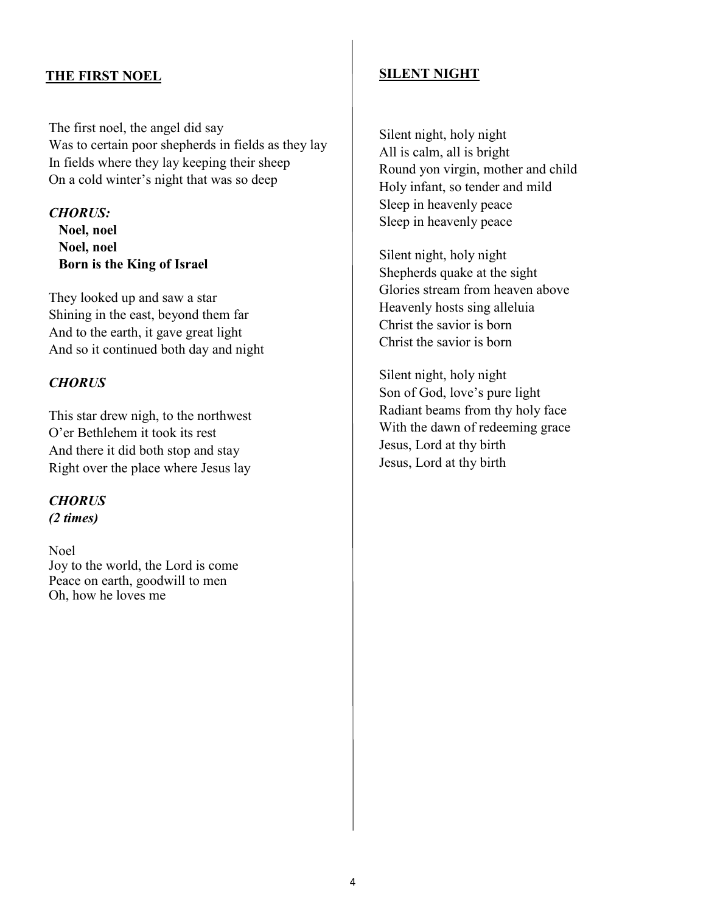## THE FIRST NOEL

The first noel, the angel did say
Was to certain poor shepherds in fields as they lay
In fields where they lay keeping their sheep
On a cold winter's night that was so deep

***CHORUS:***

**Noel, noel**
**Noel, noel**
**Born is the King of Israel**

They looked up and saw a star
Shining in the east, beyond them far
And to the earth, it gave great light
And so it continued both day and night

***CHORUS***

This star drew nigh, to the northwest
O'er Bethlehem it took its rest
And there it did both stop and stay
Right over the place where Jesus lay

***CHORUS***
***(2 times)***

Noel
Joy to the world, the Lord is come
Peace on earth, goodwill to men
Oh, how he loves me

## SILENT NIGHT

Silent night, holy night
All is calm, all is bright
Round yon virgin, mother and child
Holy infant, so tender and mild
Sleep in heavenly peace
Sleep in heavenly peace

Silent night, holy night
Shepherds quake at the sight
Glories stream from heaven above
Heavenly hosts sing alleluia
Christ the savior is born
Christ the savior is born

Silent night, holy night
Son of God, love's pure light
Radiant beams from thy holy face
With the dawn of redeeming grace
Jesus, Lord at thy birth
Jesus, Lord at thy birth